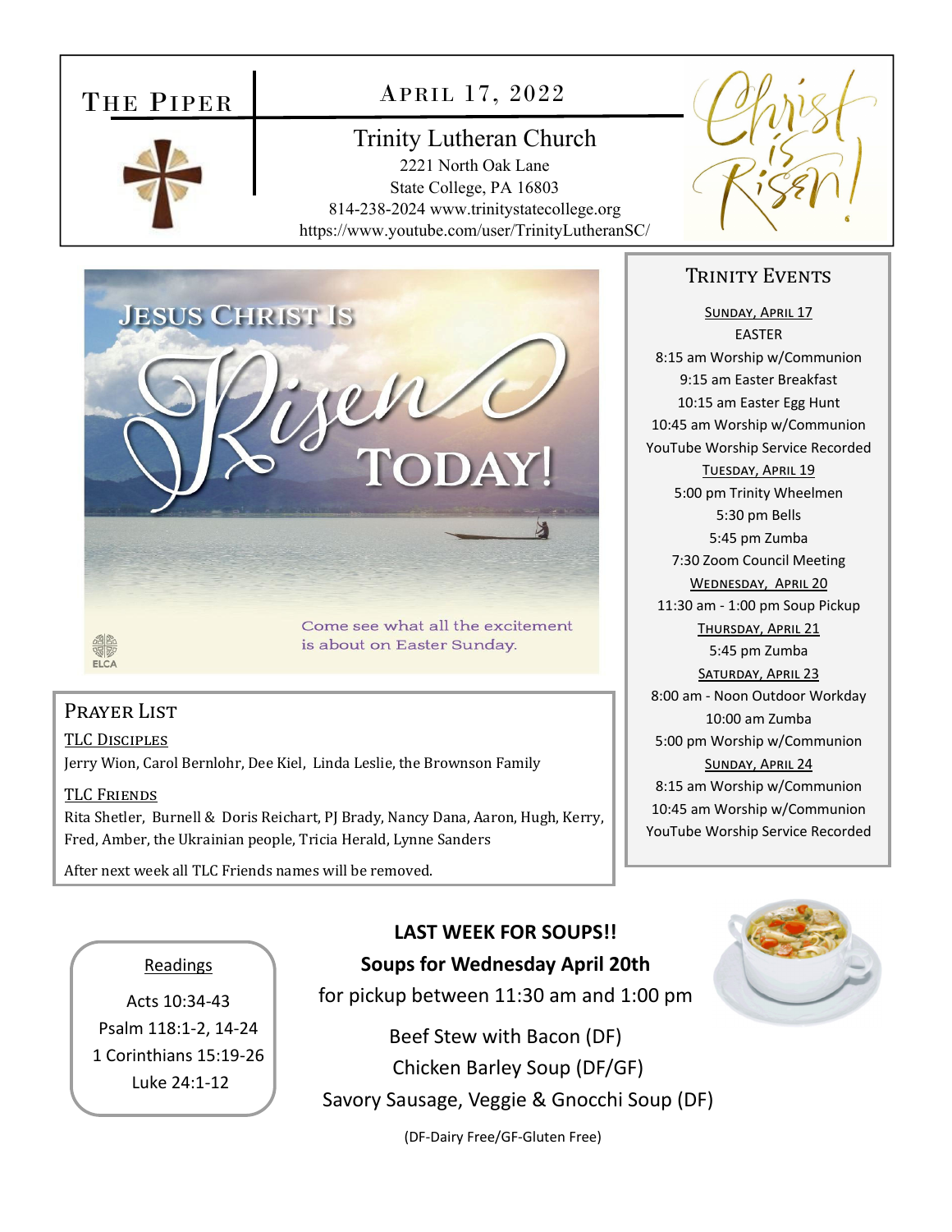# The Piper

## April 17, 2022

**Trinity Lutheran Church**
2221 North Oak Lane
State College, PA 16803
814-238-2024 www.trinitystatecollege.org
https://www.youtube.com/user/TrinityLutheranSC/

Christ is Risen!

JESUS CHRIST IS Risen TODAY!

Come see what all the excitement is about on Easter Sunday.

ELCA

## Trinity Events

**Sunday, April 17**
EASTER
8:15 am Worship w/Communion
9:15 am Easter Breakfast
10:15 am Easter Egg Hunt
10:45 am Worship w/Communion
YouTube Worship Service Recorded

**Tuesday, April 19**
5:00 pm Trinity Wheelmen
5:30 pm Bells
5:45 pm Zumba
7:30 Zoom Council Meeting

**Wednesday, April 20**
11:30 am - 1:00 pm Soup Pickup

**Thursday, April 21**
5:45 pm Zumba

**Saturday, April 23**
8:00 am - Noon Outdoor Workday
10:00 am Zumba
5:00 pm Worship w/Communion

**Sunday, April 24**
8:15 am Worship w/Communion
10:45 am Worship w/Communion
YouTube Worship Service Recorded

## Prayer List

**TLC Disciples**
Jerry Wion, Carol Bernlohr, Dee Kiel, Linda Leslie, the Brownson Family

**TLC Friends**
Rita Shetler, Burnell & Doris Reichart, PJ Brady, Nancy Dana, Aaron, Hugh, Kerry, Fred, Amber, the Ukrainian people, Tricia Herald, Lynne Sanders

After next week all TLC Friends names will be removed.

## Readings

Acts 10:34-43
Psalm 118:1-2, 14-24
1 Corinthians 15:19-26
Luke 24:1-12

**LAST WEEK FOR SOUPS!!**

**Soups for Wednesday April 20th**

for pickup between 11:30 am and 1:00 pm

Beef Stew with Bacon (DF)
Chicken Barley Soup (DF/GF)
Savory Sausage, Veggie & Gnocchi Soup (DF)

(DF-Dairy Free/GF-Gluten Free)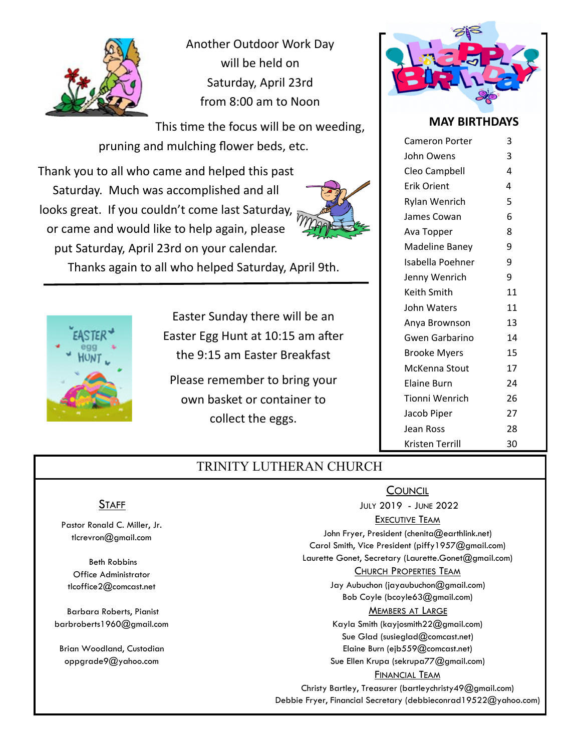Another Outdoor Work Day will be held on Saturday, April 23rd from 8:00 am to Noon

This time the focus will be on weeding, pruning and mulching flower beds, etc.

Thank you to all who came and helped this past Saturday. Much was accomplished and all looks great. If you couldn't come last Saturday, or came and would like to help again, please put Saturday, April 23rd on your calendar.

Thanks again to all who helped Saturday, April 9th.

---

Easter Sunday there will be an Easter Egg Hunt at 10:15 am after the 9:15 am Easter Breakfast

Please remember to bring your own basket or container to collect the eggs.

## MAY BIRTHDAYS

| | |
|---|---|
| Cameron Porter | 3 |
| John Owens | 3 |
| Cleo Campbell | 4 |
| Erik Orient | 4 |
| Rylan Wenrich | 5 |
| James Cowan | 6 |
| Ava Topper | 8 |
| Madeline Baney | 9 |
| Isabella Poehner | 9 |
| Jenny Wenrich | 9 |
| Keith Smith | 11 |
| John Waters | 11 |
| Anya Brownson | 13 |
| Gwen Garbarino | 14 |
| Brooke Myers | 15 |
| McKenna Stout | 17 |
| Elaine Burn | 24 |
| Tionni Wenrich | 26 |
| Jacob Piper | 27 |
| Jean Ross | 28 |
| Kristen Terrill | 30 |

## TRINITY LUTHERAN CHURCH

### Staff

Pastor Ronald C. Miller, Jr.
tlcrevron@gmail.com

Beth Robbins
Office Administrator
tlcoffice2@comcast.net

Barbara Roberts, Pianist
barbroberts1960@gmail.com

Brian Woodland, Custodian
oppgrade9@yahoo.com

### Council

July 2019 - June 2022

**Executive Team**

John Fryer, President (chenita@earthlink.net)
Carol Smith, Vice President (piffy1957@gmail.com)
Laurette Gonet, Secretary (Laurette.Gonet@gmail.com)

**Church Properties Team**

Jay Aubuchon (jayaubuchon@gmail.com)
Bob Coyle (bcoyle63@gmail.com)

**Members at Large**

Kayla Smith (kayjosmith22@gmail.com)
Sue Glad (susieglad@comcast.net)
Elaine Burn (ejb559@comcast.net)
Sue Ellen Krupa (sekrupa77@gmail.com)

**Financial Team**

Christy Bartley, Treasurer (bartleychristy49@gmail.com)
Debbie Fryer, Financial Secretary (debbieconrad19522@yahoo.com)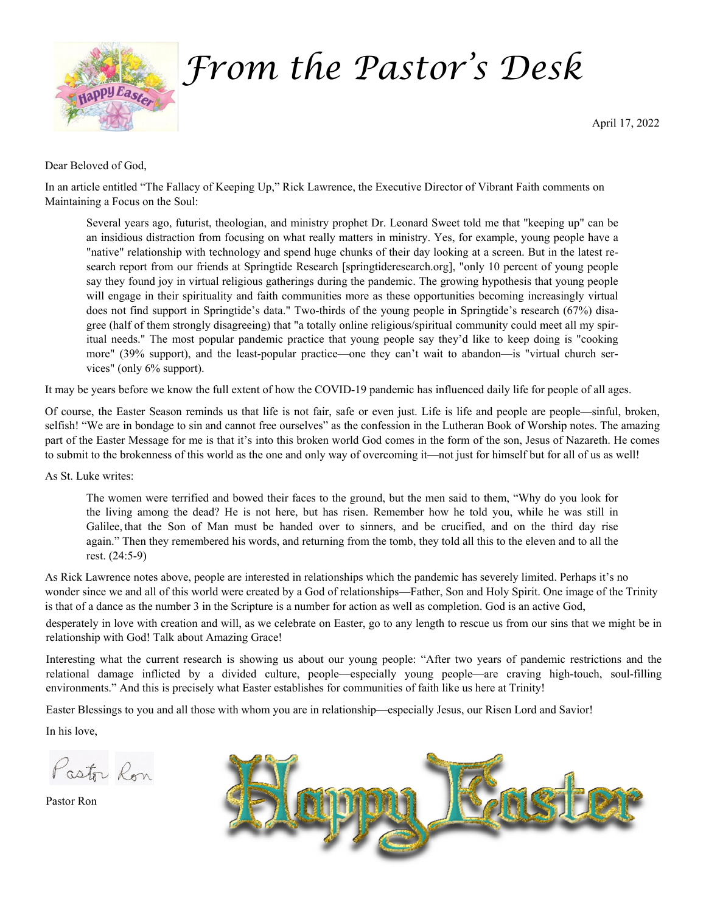# *From the Pastor's Desk*

April 17, 2022

Dear Beloved of God,

In an article entitled "The Fallacy of Keeping Up," Rick Lawrence, the Executive Director of Vibrant Faith comments on Maintaining a Focus on the Soul:

> Several years ago, futurist, theologian, and ministry prophet Dr. Leonard Sweet told me that "keeping up" can be an insidious distraction from focusing on what really matters in ministry. Yes, for example, young people have a "native" relationship with technology and spend huge chunks of their day looking at a screen. But in the latest research report from our friends at Springtide Research [springtideresearch.org], "only 10 percent of young people say they found joy in virtual religious gatherings during the pandemic. The growing hypothesis that young people will engage in their spirituality and faith communities more as these opportunities becoming increasingly virtual does not find support in Springtide's data." Two-thirds of the young people in Springtide's research (67%) disagree (half of them strongly disagreeing) that "a totally online religious/spiritual community could meet all my spiritual needs." The most popular pandemic practice that young people say they'd like to keep doing is "cooking more" (39% support), and the least-popular practice—one they can't wait to abandon—is "virtual church services" (only 6% support).

It may be years before we know the full extent of how the COVID-19 pandemic has influenced daily life for people of all ages.

Of course, the Easter Season reminds us that life is not fair, safe or even just. Life is life and people are people—sinful, broken, selfish! "We are in bondage to sin and cannot free ourselves" as the confession in the Lutheran Book of Worship notes. The amazing part of the Easter Message for me is that it's into this broken world God comes in the form of the son, Jesus of Nazareth. He comes to submit to the brokenness of this world as the one and only way of overcoming it—not just for himself but for all of us as well!

As St. Luke writes:

> The women were terrified and bowed their faces to the ground, but the men said to them, "Why do you look for the living among the dead? He is not here, but has risen. Remember how he told you, while he was still in Galilee, that the Son of Man must be handed over to sinners, and be crucified, and on the third day rise again." Then they remembered his words, and returning from the tomb, they told all this to the eleven and to all the rest. (24:5-9)

As Rick Lawrence notes above, people are interested in relationships which the pandemic has severely limited. Perhaps it's no wonder since we and all of this world were created by a God of relationships—Father, Son and Holy Spirit. One image of the Trinity is that of a dance as the number 3 in the Scripture is a number for action as well as completion. God is an active God, desperately in love with creation and will, as we celebrate on Easter, go to any length to rescue us from our sins that we might be in relationship with God! Talk about Amazing Grace!

Interesting what the current research is showing us about our young people: "After two years of pandemic restrictions and the relational damage inflicted by a divided culture, people—especially young people—are craving high-touch, soul-filling environments." And this is precisely what Easter establishes for communities of faith like us here at Trinity!

Easter Blessings to you and all those with whom you are in relationship—especially Jesus, our Risen Lord and Savior!

In his love,

Pastor Ron

Pastor Ron

Happy Easter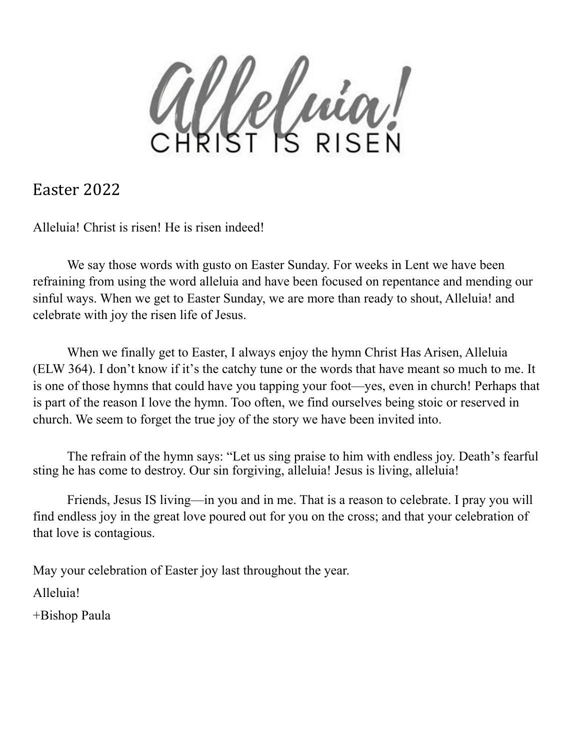# Alleluia!

CHRIST IS RISEN

## Easter 2022

Alleluia! Christ is risen! He is risen indeed!

We say those words with gusto on Easter Sunday. For weeks in Lent we have been refraining from using the word alleluia and have been focused on repentance and mending our sinful ways. When we get to Easter Sunday, we are more than ready to shout, Alleluia! and celebrate with joy the risen life of Jesus.

When we finally get to Easter, I always enjoy the hymn Christ Has Arisen, Alleluia (ELW 364). I don't know if it's the catchy tune or the words that have meant so much to me. It is one of those hymns that could have you tapping your foot—yes, even in church! Perhaps that is part of the reason I love the hymn. Too often, we find ourselves being stoic or reserved in church. We seem to forget the true joy of the story we have been invited into.

The refrain of the hymn says: "Let us sing praise to him with endless joy. Death's fearful sting he has come to destroy. Our sin forgiving, alleluia! Jesus is living, alleluia!

Friends, Jesus IS living—in you and in me. That is a reason to celebrate. I pray you will find endless joy in the great love poured out for you on the cross; and that your celebration of that love is contagious.

May your celebration of Easter joy last throughout the year.

Alleluia!

+Bishop Paula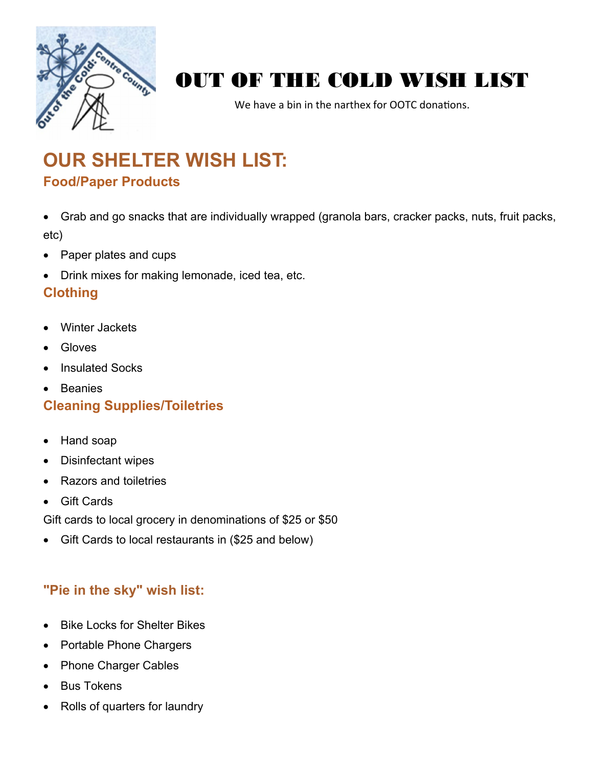# OUT OF THE COLD WISH LIST

We have a bin in the narthex for OOTC donations.

## OUR SHELTER WISH LIST:

### Food/Paper Products

- Grab and go snacks that are individually wrapped (granola bars, cracker packs, nuts, fruit packs, etc)
- Paper plates and cups
- Drink mixes for making lemonade, iced tea, etc.

### Clothing

- Winter Jackets
- Gloves
- Insulated Socks
- Beanies

### Cleaning Supplies/Toiletries

- Hand soap
- Disinfectant wipes
- Razors and toiletries
- Gift Cards

Gift cards to local grocery in denominations of $25 or $50

- Gift Cards to local restaurants in ($25 and below)

### "Pie in the sky" wish list:

- Bike Locks for Shelter Bikes
- Portable Phone Chargers
- Phone Charger Cables
- Bus Tokens
- Rolls of quarters for laundry